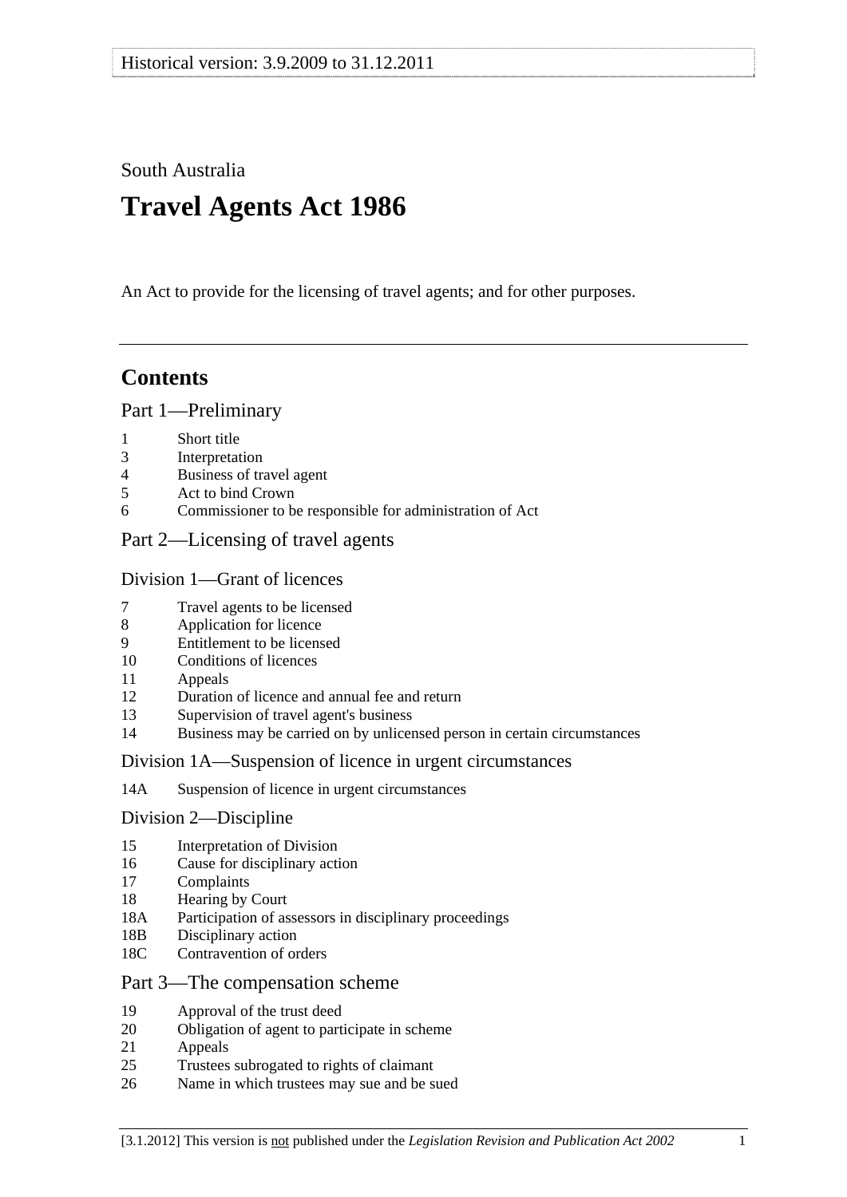South Australia

# Travel Agents Act 1986

An Act to provide for the licensing of travel agents; and for other purposes.

---

## Contents

### Part 1—Preliminary

1 Short title
3 Interpretation
4 Business of travel agent
5 Act to bind Crown
6 Commissioner to be responsible for administration of Act

### Part 2—Licensing of travel agents

#### Division 1—Grant of licences

7 Travel agents to be licensed
8 Application for licence
9 Entitlement to be licensed
10 Conditions of licences
11 Appeals
12 Duration of licence and annual fee and return
13 Supervision of travel agent's business
14 Business may be carried on by unlicensed person in certain circumstances

#### Division 1A—Suspension of licence in urgent circumstances

14A Suspension of licence in urgent circumstances

#### Division 2—Discipline

15 Interpretation of Division
16 Cause for disciplinary action
17 Complaints
18 Hearing by Court
18A Participation of assessors in disciplinary proceedings
18B Disciplinary action
18C Contravention of orders

### Part 3—The compensation scheme

19 Approval of the trust deed
20 Obligation of agent to participate in scheme
21 Appeals
25 Trustees subrogated to rights of claimant
26 Name in which trustees may sue and be sued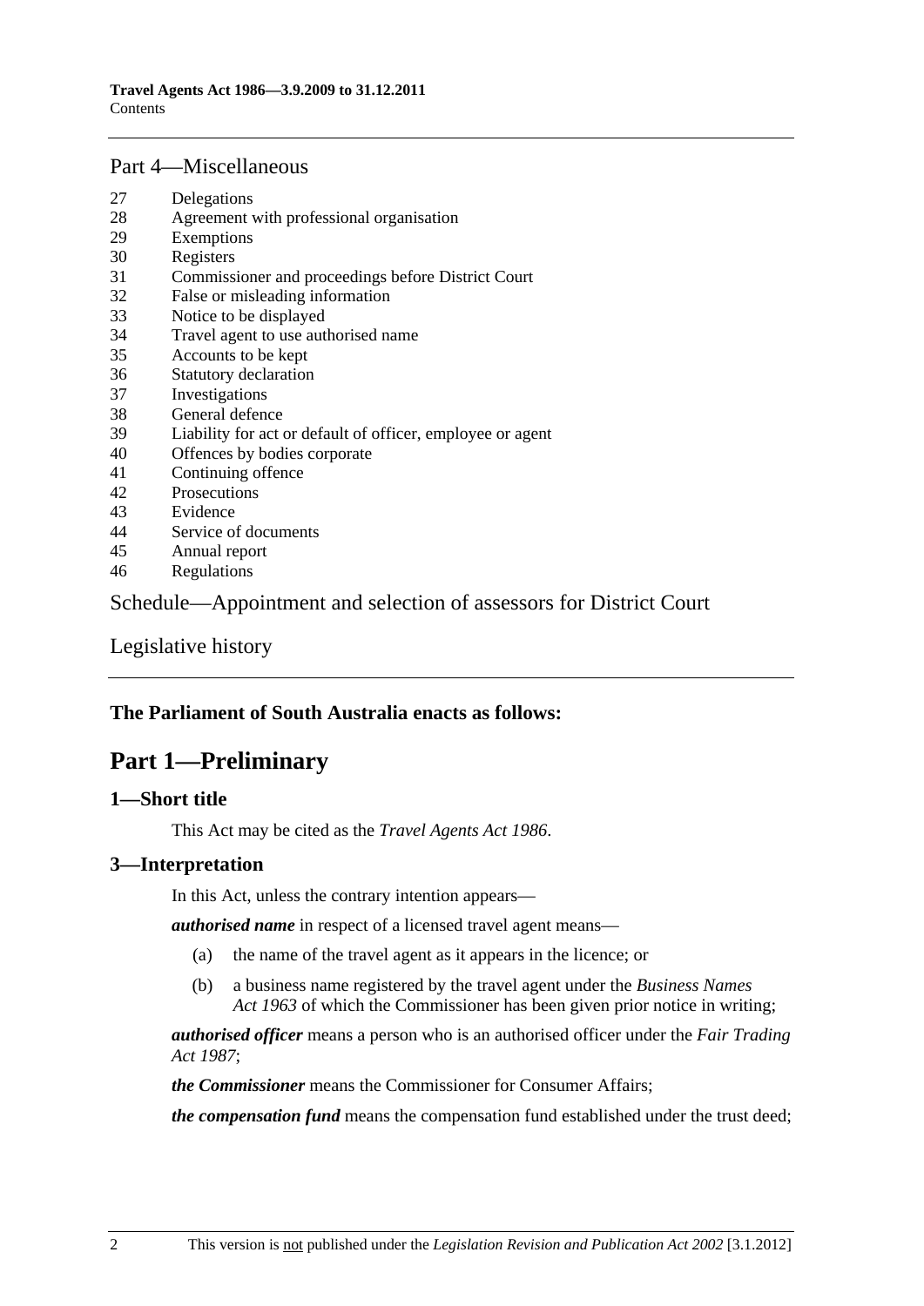## Part 4—Miscellaneous

27 Delegations
28 Agreement with professional organisation
29 Exemptions
30 Registers
31 Commissioner and proceedings before District Court
32 False or misleading information
33 Notice to be displayed
34 Travel agent to use authorised name
35 Accounts to be kept
36 Statutory declaration
37 Investigations
38 General defence
39 Liability for act or default of officer, employee or agent
40 Offences by bodies corporate
41 Continuing offence
42 Prosecutions
43 Evidence
44 Service of documents
45 Annual report
46 Regulations

## Schedule—Appointment and selection of assessors for District Court

## Legislative history

**The Parliament of South Australia enacts as follows:**

# Part 1—Preliminary

### 1—Short title

This Act may be cited as the *Travel Agents Act 1986*.

### 3—Interpretation

In this Act, unless the contrary intention appears—

***authorised name*** in respect of a licensed travel agent means—

(a) the name of the travel agent as it appears in the licence; or

(b) a business name registered by the travel agent under the *Business Names Act 1963* of which the Commissioner has been given prior notice in writing;

***authorised officer*** means a person who is an authorised officer under the *Fair Trading Act 1987*;

***the Commissioner*** means the Commissioner for Consumer Affairs;

***the compensation fund*** means the compensation fund established under the trust deed;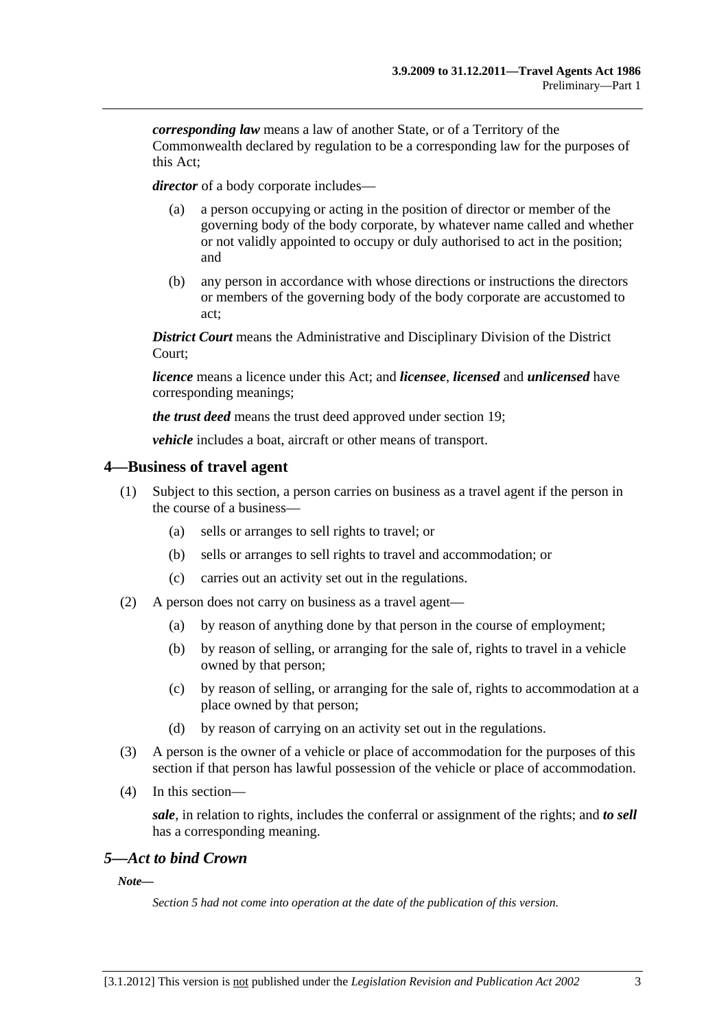***corresponding law*** means a law of another State, or of a Territory of the Commonwealth declared by regulation to be a corresponding law for the purposes of this Act;

***director*** of a body corporate includes—

(a) a person occupying or acting in the position of director or member of the governing body of the body corporate, by whatever name called and whether or not validly appointed to occupy or duly authorised to act in the position; and

(b) any person in accordance with whose directions or instructions the directors or members of the governing body of the body corporate are accustomed to act;

***District Court*** means the Administrative and Disciplinary Division of the District Court;

***licence*** means a licence under this Act; and ***licensee***, ***licensed*** and ***unlicensed*** have corresponding meanings;

***the trust deed*** means the trust deed approved under section 19;

***vehicle*** includes a boat, aircraft or other means of transport.

## 4—Business of travel agent

(1) Subject to this section, a person carries on business as a travel agent if the person in the course of a business—

(a) sells or arranges to sell rights to travel; or

(b) sells or arranges to sell rights to travel and accommodation; or

(c) carries out an activity set out in the regulations.

(2) A person does not carry on business as a travel agent—

(a) by reason of anything done by that person in the course of employment;

(b) by reason of selling, or arranging for the sale of, rights to travel in a vehicle owned by that person;

(c) by reason of selling, or arranging for the sale of, rights to accommodation at a place owned by that person;

(d) by reason of carrying on an activity set out in the regulations.

(3) A person is the owner of a vehicle or place of accommodation for the purposes of this section if that person has lawful possession of the vehicle or place of accommodation.

(4) In this section—

***sale***, in relation to rights, includes the conferral or assignment of the rights; and ***to sell*** has a corresponding meaning.

## *5—Act to bind Crown*

***Note—***

*Section 5 had not come into operation at the date of the publication of this version.*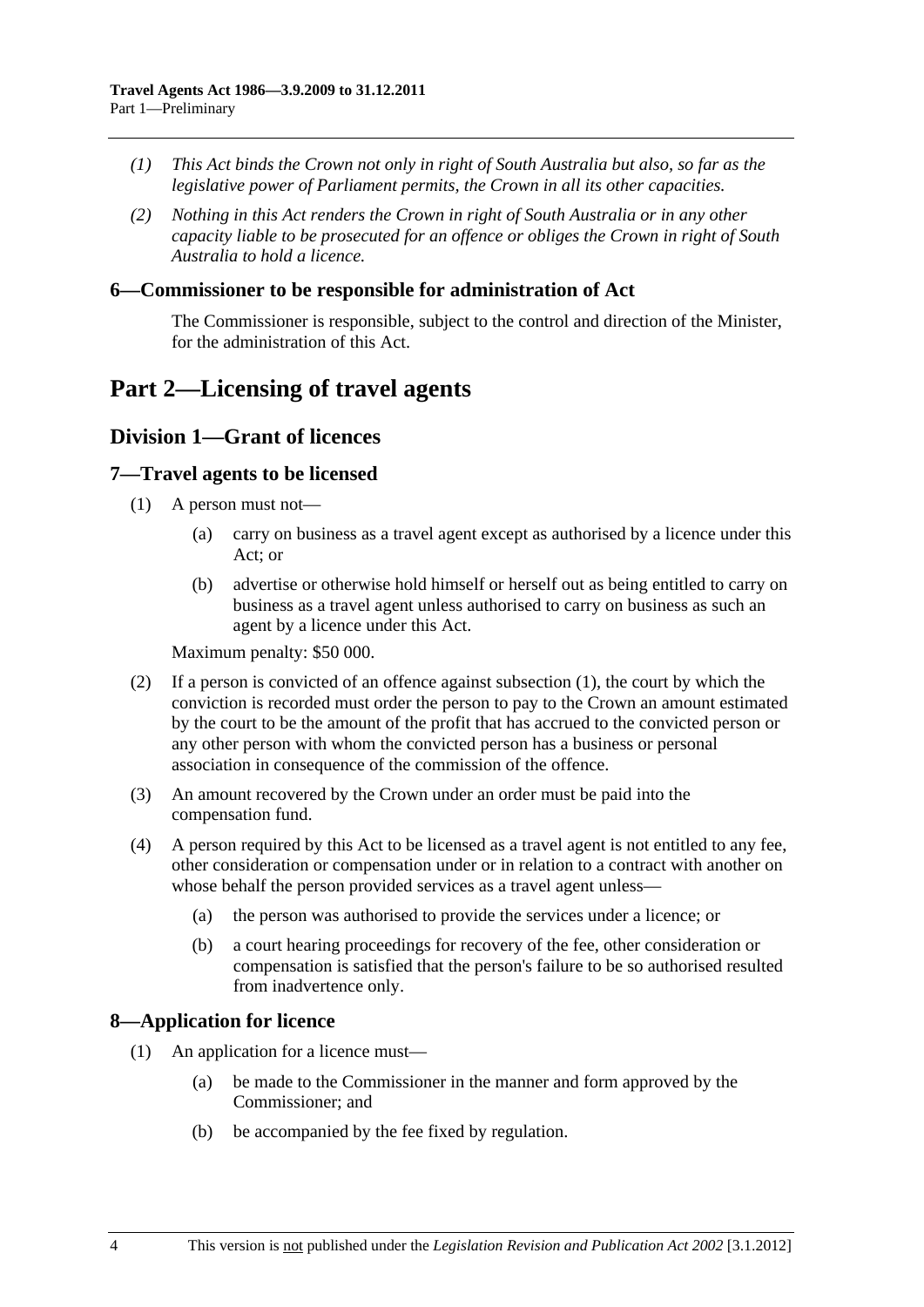*(1) This Act binds the Crown not only in right of South Australia but also, so far as the legislative power of Parliament permits, the Crown in all its other capacities.*

*(2) Nothing in this Act renders the Crown in right of South Australia or in any other capacity liable to be prosecuted for an offence or obliges the Crown in right of South Australia to hold a licence.*

### 6—Commissioner to be responsible for administration of Act

The Commissioner is responsible, subject to the control and direction of the Minister, for the administration of this Act.

# Part 2—Licensing of travel agents

## Division 1—Grant of licences

### 7—Travel agents to be licensed

(1) A person must not—

(a) carry on business as a travel agent except as authorised by a licence under this Act; or

(b) advertise or otherwise hold himself or herself out as being entitled to carry on business as a travel agent unless authorised to carry on business as such an agent by a licence under this Act.

Maximum penalty: $50 000.

(2) If a person is convicted of an offence against subsection (1), the court by which the conviction is recorded must order the person to pay to the Crown an amount estimated by the court to be the amount of the profit that has accrued to the convicted person or any other person with whom the convicted person has a business or personal association in consequence of the commission of the offence.

(3) An amount recovered by the Crown under an order must be paid into the compensation fund.

(4) A person required by this Act to be licensed as a travel agent is not entitled to any fee, other consideration or compensation under or in relation to a contract with another on whose behalf the person provided services as a travel agent unless—

(a) the person was authorised to provide the services under a licence; or

(b) a court hearing proceedings for recovery of the fee, other consideration or compensation is satisfied that the person's failure to be so authorised resulted from inadvertence only.

### 8—Application for licence

(1) An application for a licence must—

(a) be made to the Commissioner in the manner and form approved by the Commissioner; and

(b) be accompanied by the fee fixed by regulation.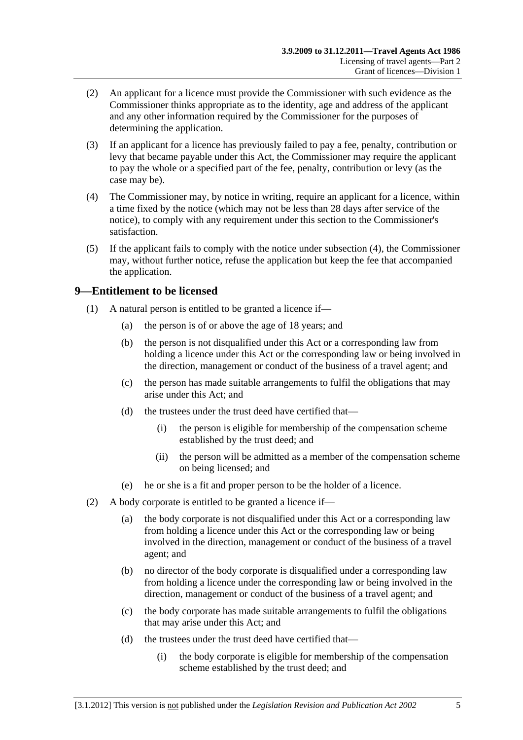(2) An applicant for a licence must provide the Commissioner with such evidence as the Commissioner thinks appropriate as to the identity, age and address of the applicant and any other information required by the Commissioner for the purposes of determining the application.

(3) If an applicant for a licence has previously failed to pay a fee, penalty, contribution or levy that became payable under this Act, the Commissioner may require the applicant to pay the whole or a specified part of the fee, penalty, contribution or levy (as the case may be).

(4) The Commissioner may, by notice in writing, require an applicant for a licence, within a time fixed by the notice (which may not be less than 28 days after service of the notice), to comply with any requirement under this section to the Commissioner's satisfaction.

(5) If the applicant fails to comply with the notice under subsection (4), the Commissioner may, without further notice, refuse the application but keep the fee that accompanied the application.

## 9—Entitlement to be licensed

(1) A natural person is entitled to be granted a licence if—

- (a) the person is of or above the age of 18 years; and
- (b) the person is not disqualified under this Act or a corresponding law from holding a licence under this Act or the corresponding law or being involved in the direction, management or conduct of the business of a travel agent; and
- (c) the person has made suitable arrangements to fulfil the obligations that may arise under this Act; and
- (d) the trustees under the trust deed have certified that—
  - (i) the person is eligible for membership of the compensation scheme established by the trust deed; and
  - (ii) the person will be admitted as a member of the compensation scheme on being licensed; and
- (e) he or she is a fit and proper person to be the holder of a licence.

(2) A body corporate is entitled to be granted a licence if—

- (a) the body corporate is not disqualified under this Act or a corresponding law from holding a licence under this Act or the corresponding law or being involved in the direction, management or conduct of the business of a travel agent; and
- (b) no director of the body corporate is disqualified under a corresponding law from holding a licence under the corresponding law or being involved in the direction, management or conduct of the business of a travel agent; and
- (c) the body corporate has made suitable arrangements to fulfil the obligations that may arise under this Act; and
- (d) the trustees under the trust deed have certified that—
  - (i) the body corporate is eligible for membership of the compensation scheme established by the trust deed; and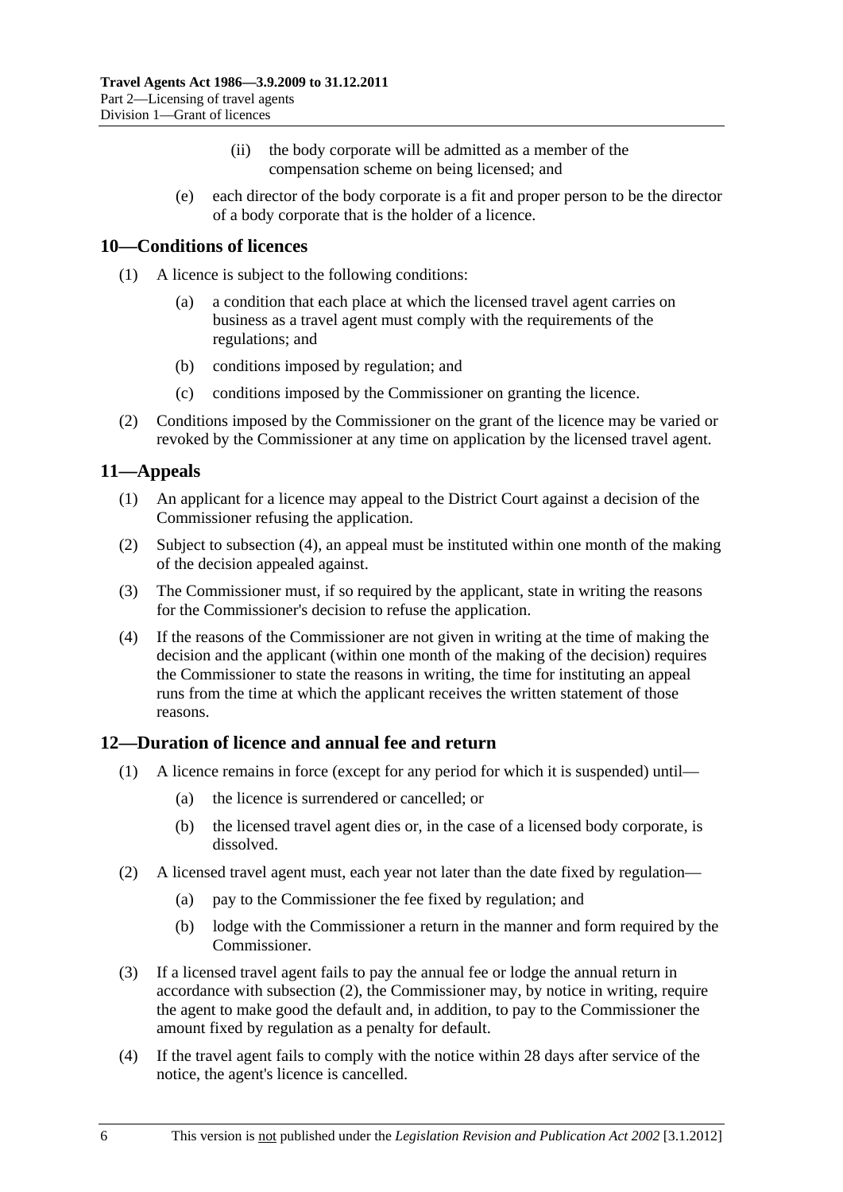(ii) the body corporate will be admitted as a member of the compensation scheme on being licensed; and

(e) each director of the body corporate is a fit and proper person to be the director of a body corporate that is the holder of a licence.

## 10—Conditions of licences

(1) A licence is subject to the following conditions:

(a) a condition that each place at which the licensed travel agent carries on business as a travel agent must comply with the requirements of the regulations; and

(b) conditions imposed by regulation; and

(c) conditions imposed by the Commissioner on granting the licence.

(2) Conditions imposed by the Commissioner on the grant of the licence may be varied or revoked by the Commissioner at any time on application by the licensed travel agent.

## 11—Appeals

(1) An applicant for a licence may appeal to the District Court against a decision of the Commissioner refusing the application.

(2) Subject to subsection (4), an appeal must be instituted within one month of the making of the decision appealed against.

(3) The Commissioner must, if so required by the applicant, state in writing the reasons for the Commissioner's decision to refuse the application.

(4) If the reasons of the Commissioner are not given in writing at the time of making the decision and the applicant (within one month of the making of the decision) requires the Commissioner to state the reasons in writing, the time for instituting an appeal runs from the time at which the applicant receives the written statement of those reasons.

## 12—Duration of licence and annual fee and return

(1) A licence remains in force (except for any period for which it is suspended) until—

(a) the licence is surrendered or cancelled; or

(b) the licensed travel agent dies or, in the case of a licensed body corporate, is dissolved.

(2) A licensed travel agent must, each year not later than the date fixed by regulation—

(a) pay to the Commissioner the fee fixed by regulation; and

(b) lodge with the Commissioner a return in the manner and form required by the Commissioner.

(3) If a licensed travel agent fails to pay the annual fee or lodge the annual return in accordance with subsection (2), the Commissioner may, by notice in writing, require the agent to make good the default and, in addition, to pay to the Commissioner the amount fixed by regulation as a penalty for default.

(4) If the travel agent fails to comply with the notice within 28 days after service of the notice, the agent's licence is cancelled.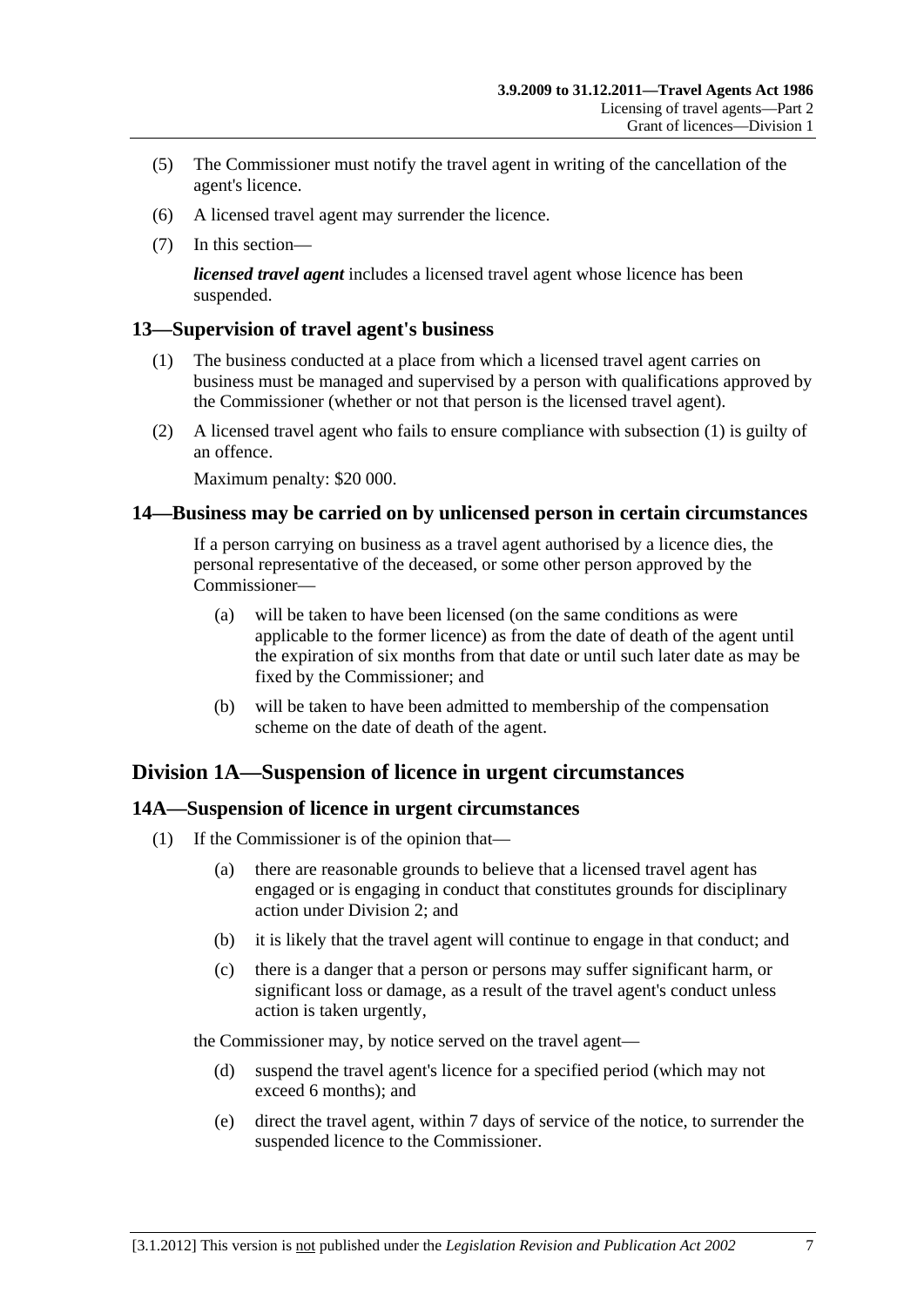(5) The Commissioner must notify the travel agent in writing of the cancellation of the agent's licence.

(6) A licensed travel agent may surrender the licence.

(7) In this section—

***licensed travel agent*** includes a licensed travel agent whose licence has been suspended.

### 13—Supervision of travel agent's business

(1) The business conducted at a place from which a licensed travel agent carries on business must be managed and supervised by a person with qualifications approved by the Commissioner (whether or not that person is the licensed travel agent).

(2) A licensed travel agent who fails to ensure compliance with subsection (1) is guilty of an offence.

Maximum penalty: $20 000.

### 14—Business may be carried on by unlicensed person in certain circumstances

If a person carrying on business as a travel agent authorised by a licence dies, the personal representative of the deceased, or some other person approved by the Commissioner—

(a) will be taken to have been licensed (on the same conditions as were applicable to the former licence) as from the date of death of the agent until the expiration of six months from that date or until such later date as may be fixed by the Commissioner; and

(b) will be taken to have been admitted to membership of the compensation scheme on the date of death of the agent.

## Division 1A—Suspension of licence in urgent circumstances

### 14A—Suspension of licence in urgent circumstances

(1) If the Commissioner is of the opinion that—

(a) there are reasonable grounds to believe that a licensed travel agent has engaged or is engaging in conduct that constitutes grounds for disciplinary action under Division 2; and

(b) it is likely that the travel agent will continue to engage in that conduct; and

(c) there is a danger that a person or persons may suffer significant harm, or significant loss or damage, as a result of the travel agent's conduct unless action is taken urgently,

the Commissioner may, by notice served on the travel agent—

(d) suspend the travel agent's licence for a specified period (which may not exceed 6 months); and

(e) direct the travel agent, within 7 days of service of the notice, to surrender the suspended licence to the Commissioner.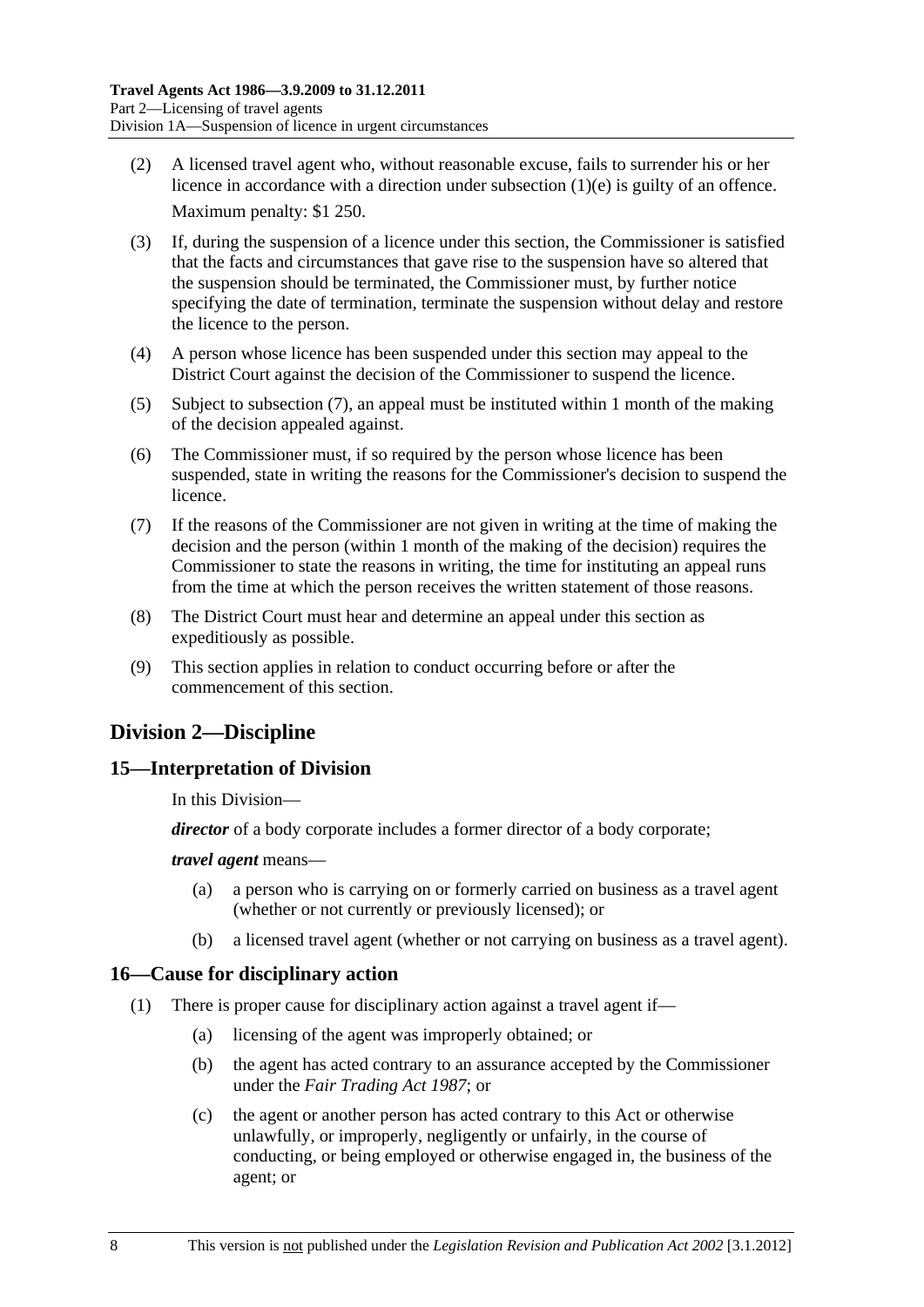(2) A licensed travel agent who, without reasonable excuse, fails to surrender his or her licence in accordance with a direction under subsection (1)(e) is guilty of an offence.

Maximum penalty: $1 250.

(3) If, during the suspension of a licence under this section, the Commissioner is satisfied that the facts and circumstances that gave rise to the suspension have so altered that the suspension should be terminated, the Commissioner must, by further notice specifying the date of termination, terminate the suspension without delay and restore the licence to the person.

(4) A person whose licence has been suspended under this section may appeal to the District Court against the decision of the Commissioner to suspend the licence.

(5) Subject to subsection (7), an appeal must be instituted within 1 month of the making of the decision appealed against.

(6) The Commissioner must, if so required by the person whose licence has been suspended, state in writing the reasons for the Commissioner's decision to suspend the licence.

(7) If the reasons of the Commissioner are not given in writing at the time of making the decision and the person (within 1 month of the making of the decision) requires the Commissioner to state the reasons in writing, the time for instituting an appeal runs from the time at which the person receives the written statement of those reasons.

(8) The District Court must hear and determine an appeal under this section as expeditiously as possible.

(9) This section applies in relation to conduct occurring before or after the commencement of this section.

## Division 2—Discipline

### 15—Interpretation of Division

In this Division—

***director*** of a body corporate includes a former director of a body corporate;

***travel agent*** means—

(a) a person who is carrying on or formerly carried on business as a travel agent (whether or not currently or previously licensed); or

(b) a licensed travel agent (whether or not carrying on business as a travel agent).

### 16—Cause for disciplinary action

(1) There is proper cause for disciplinary action against a travel agent if—

(a) licensing of the agent was improperly obtained; or

(b) the agent has acted contrary to an assurance accepted by the Commissioner under the *Fair Trading Act 1987*; or

(c) the agent or another person has acted contrary to this Act or otherwise unlawfully, or improperly, negligently or unfairly, in the course of conducting, or being employed or otherwise engaged in, the business of the agent; or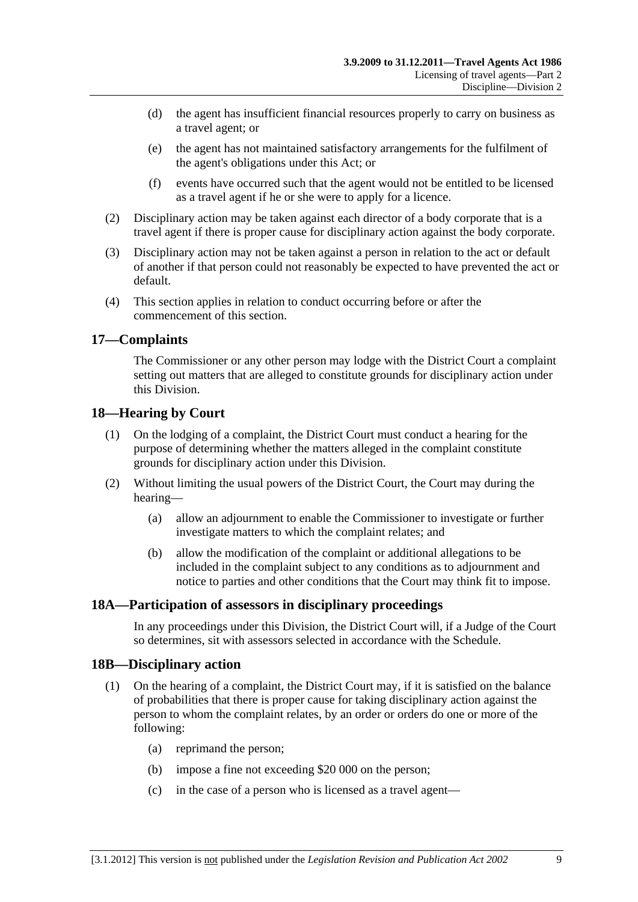(d) the agent has insufficient financial resources properly to carry on business as a travel agent; or

(e) the agent has not maintained satisfactory arrangements for the fulfilment of the agent's obligations under this Act; or

(f) events have occurred such that the agent would not be entitled to be licensed as a travel agent if he or she were to apply for a licence.

(2) Disciplinary action may be taken against each director of a body corporate that is a travel agent if there is proper cause for disciplinary action against the body corporate.

(3) Disciplinary action may not be taken against a person in relation to the act or default of another if that person could not reasonably be expected to have prevented the act or default.

(4) This section applies in relation to conduct occurring before or after the commencement of this section.

## 17—Complaints

The Commissioner or any other person may lodge with the District Court a complaint setting out matters that are alleged to constitute grounds for disciplinary action under this Division.

## 18—Hearing by Court

(1) On the lodging of a complaint, the District Court must conduct a hearing for the purpose of determining whether the matters alleged in the complaint constitute grounds for disciplinary action under this Division.

(2) Without limiting the usual powers of the District Court, the Court may during the hearing—

(a) allow an adjournment to enable the Commissioner to investigate or further investigate matters to which the complaint relates; and

(b) allow the modification of the complaint or additional allegations to be included in the complaint subject to any conditions as to adjournment and notice to parties and other conditions that the Court may think fit to impose.

## 18A—Participation of assessors in disciplinary proceedings

In any proceedings under this Division, the District Court will, if a Judge of the Court so determines, sit with assessors selected in accordance with the Schedule.

## 18B—Disciplinary action

(1) On the hearing of a complaint, the District Court may, if it is satisfied on the balance of probabilities that there is proper cause for taking disciplinary action against the person to whom the complaint relates, by an order or orders do one or more of the following:

(a) reprimand the person;

(b) impose a fine not exceeding $20 000 on the person;

(c) in the case of a person who is licensed as a travel agent—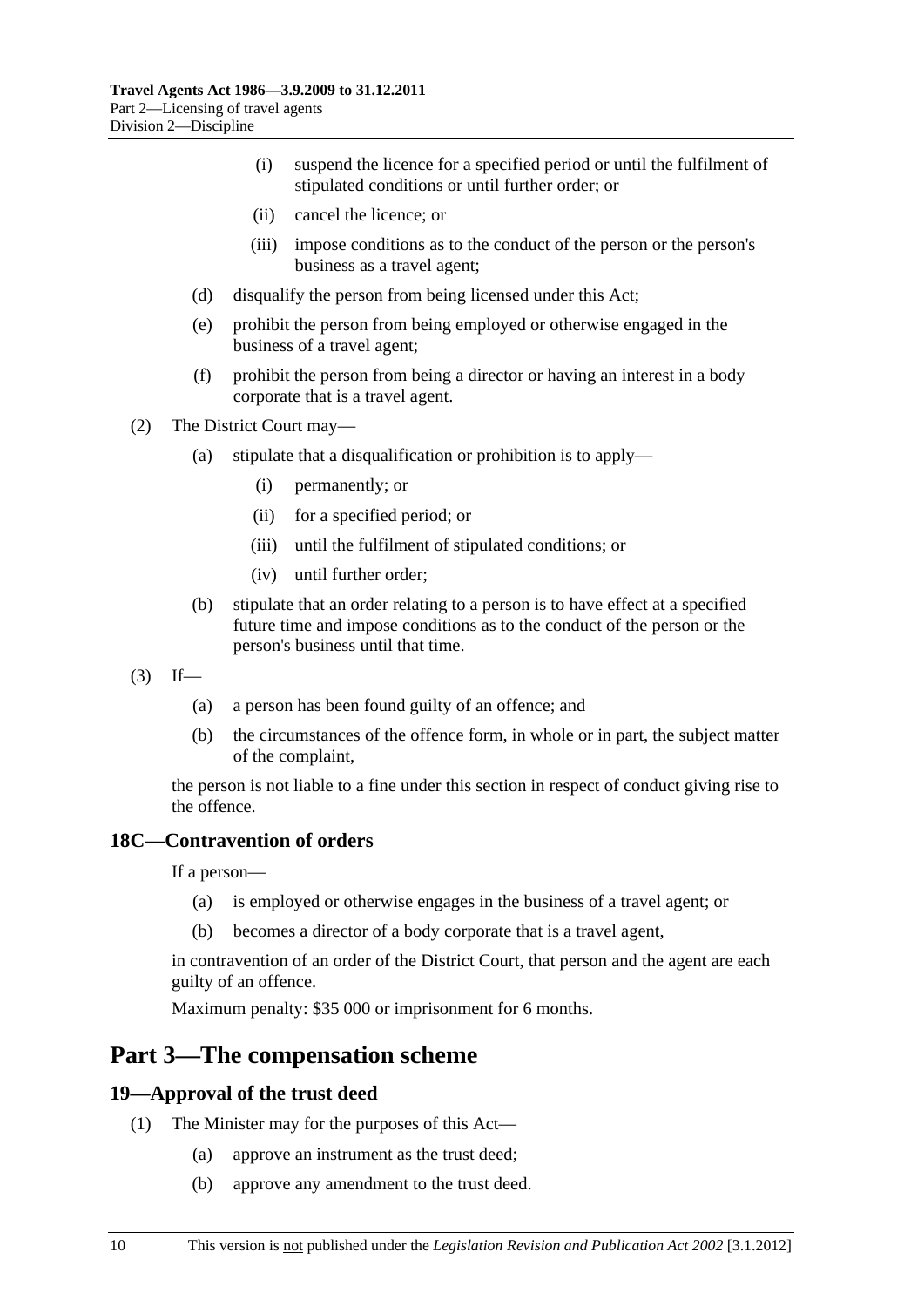(i) suspend the licence for a specified period or until the fulfilment of stipulated conditions or until further order; or

(ii) cancel the licence; or

(iii) impose conditions as to the conduct of the person or the person's business as a travel agent;

(d) disqualify the person from being licensed under this Act;

(e) prohibit the person from being employed or otherwise engaged in the business of a travel agent;

(f) prohibit the person from being a director or having an interest in a body corporate that is a travel agent.

(2) The District Court may—

(a) stipulate that a disqualification or prohibition is to apply—

(i) permanently; or

(ii) for a specified period; or

(iii) until the fulfilment of stipulated conditions; or

(iv) until further order;

(b) stipulate that an order relating to a person is to have effect at a specified future time and impose conditions as to the conduct of the person or the person's business until that time.

(3) If—

(a) a person has been found guilty of an offence; and

(b) the circumstances of the offence form, in whole or in part, the subject matter of the complaint,

the person is not liable to a fine under this section in respect of conduct giving rise to the offence.

### 18C—Contravention of orders

If a person—

(a) is employed or otherwise engages in the business of a travel agent; or

(b) becomes a director of a body corporate that is a travel agent,

in contravention of an order of the District Court, that person and the agent are each guilty of an offence.

Maximum penalty: $35 000 or imprisonment for 6 months.

## Part 3—The compensation scheme

### 19—Approval of the trust deed

(1) The Minister may for the purposes of this Act—

(a) approve an instrument as the trust deed;

(b) approve any amendment to the trust deed.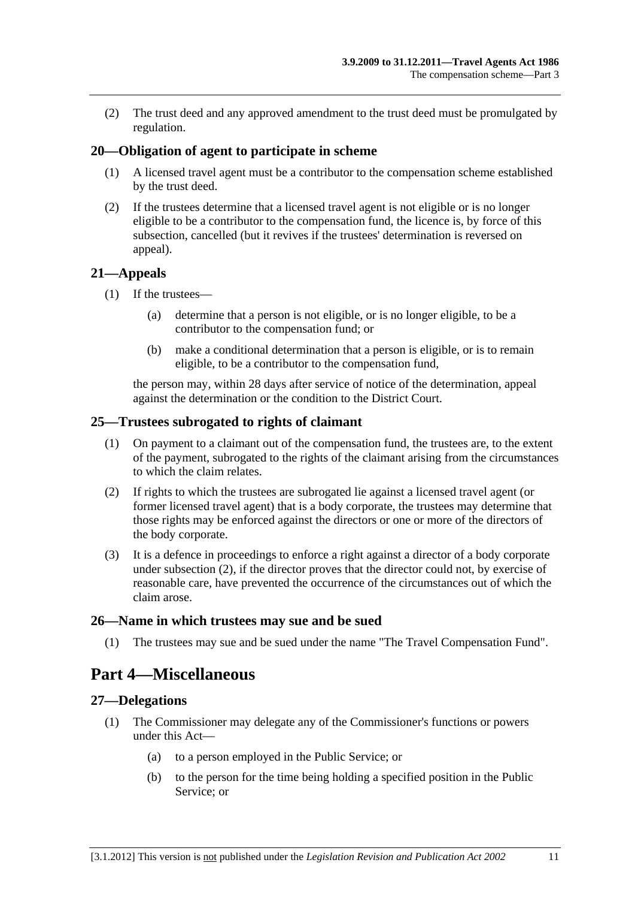(2) The trust deed and any approved amendment to the trust deed must be promulgated by regulation.

### 20—Obligation of agent to participate in scheme

(1) A licensed travel agent must be a contributor to the compensation scheme established by the trust deed.

(2) If the trustees determine that a licensed travel agent is not eligible or is no longer eligible to be a contributor to the compensation fund, the licence is, by force of this subsection, cancelled (but it revives if the trustees' determination is reversed on appeal).

### 21—Appeals

(1) If the trustees—

- (a) determine that a person is not eligible, or is no longer eligible, to be a contributor to the compensation fund; or
- (b) make a conditional determination that a person is eligible, or is to remain eligible, to be a contributor to the compensation fund,

the person may, within 28 days after service of notice of the determination, appeal against the determination or the condition to the District Court.

### 25—Trustees subrogated to rights of claimant

(1) On payment to a claimant out of the compensation fund, the trustees are, to the extent of the payment, subrogated to the rights of the claimant arising from the circumstances to which the claim relates.

(2) If rights to which the trustees are subrogated lie against a licensed travel agent (or former licensed travel agent) that is a body corporate, the trustees may determine that those rights may be enforced against the directors or one or more of the directors of the body corporate.

(3) It is a defence in proceedings to enforce a right against a director of a body corporate under subsection (2), if the director proves that the director could not, by exercise of reasonable care, have prevented the occurrence of the circumstances out of which the claim arose.

### 26—Name in which trustees may sue and be sued

(1) The trustees may sue and be sued under the name "The Travel Compensation Fund".

## Part 4—Miscellaneous

### 27—Delegations

(1) The Commissioner may delegate any of the Commissioner's functions or powers under this Act—

- (a) to a person employed in the Public Service; or
- (b) to the person for the time being holding a specified position in the Public Service; or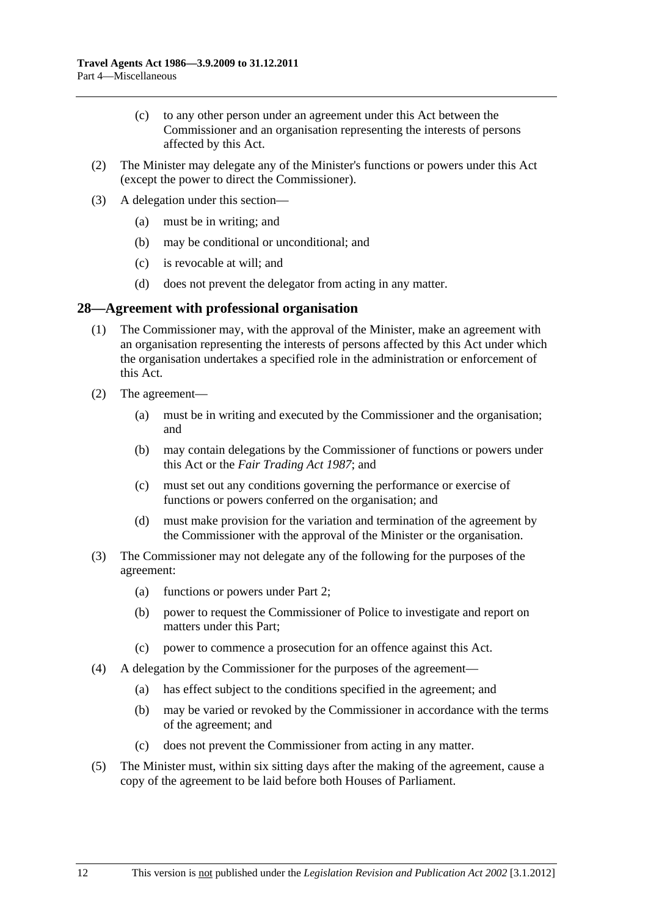(c) to any other person under an agreement under this Act between the Commissioner and an organisation representing the interests of persons affected by this Act.

(2) The Minister may delegate any of the Minister's functions or powers under this Act (except the power to direct the Commissioner).

(3) A delegation under this section—

(a) must be in writing; and

(b) may be conditional or unconditional; and

(c) is revocable at will; and

(d) does not prevent the delegator from acting in any matter.

## 28—Agreement with professional organisation

(1) The Commissioner may, with the approval of the Minister, make an agreement with an organisation representing the interests of persons affected by this Act under which the organisation undertakes a specified role in the administration or enforcement of this Act.

(2) The agreement—

(a) must be in writing and executed by the Commissioner and the organisation; and

(b) may contain delegations by the Commissioner of functions or powers under this Act or the *Fair Trading Act 1987*; and

(c) must set out any conditions governing the performance or exercise of functions or powers conferred on the organisation; and

(d) must make provision for the variation and termination of the agreement by the Commissioner with the approval of the Minister or the organisation.

(3) The Commissioner may not delegate any of the following for the purposes of the agreement:

(a) functions or powers under Part 2;

(b) power to request the Commissioner of Police to investigate and report on matters under this Part;

(c) power to commence a prosecution for an offence against this Act.

(4) A delegation by the Commissioner for the purposes of the agreement—

(a) has effect subject to the conditions specified in the agreement; and

(b) may be varied or revoked by the Commissioner in accordance with the terms of the agreement; and

(c) does not prevent the Commissioner from acting in any matter.

(5) The Minister must, within six sitting days after the making of the agreement, cause a copy of the agreement to be laid before both Houses of Parliament.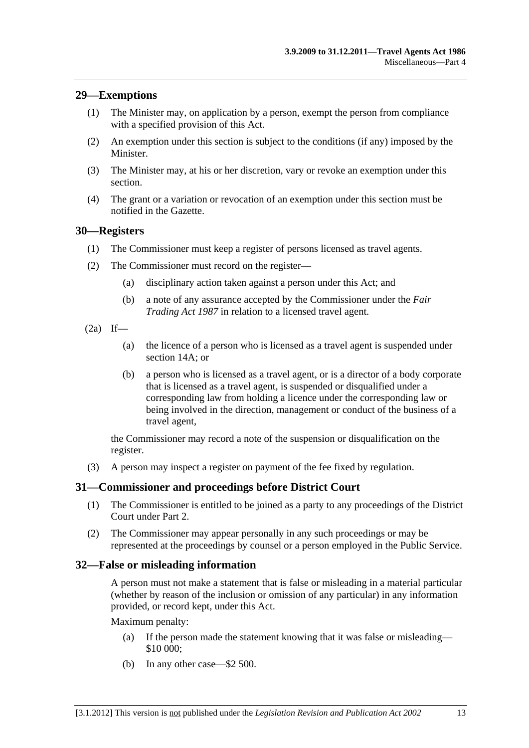## 29—Exemptions

(1) The Minister may, on application by a person, exempt the person from compliance with a specified provision of this Act.

(2) An exemption under this section is subject to the conditions (if any) imposed by the Minister.

(3) The Minister may, at his or her discretion, vary or revoke an exemption under this section.

(4) The grant or a variation or revocation of an exemption under this section must be notified in the Gazette.

## 30—Registers

(1) The Commissioner must keep a register of persons licensed as travel agents.

(2) The Commissioner must record on the register—

(a) disciplinary action taken against a person under this Act; and

(b) a note of any assurance accepted by the Commissioner under the *Fair Trading Act 1987* in relation to a licensed travel agent.

(2a) If—

(a) the licence of a person who is licensed as a travel agent is suspended under section 14A; or

(b) a person who is licensed as a travel agent, or is a director of a body corporate that is licensed as a travel agent, is suspended or disqualified under a corresponding law from holding a licence under the corresponding law or being involved in the direction, management or conduct of the business of a travel agent,

the Commissioner may record a note of the suspension or disqualification on the register.

(3) A person may inspect a register on payment of the fee fixed by regulation.

## 31—Commissioner and proceedings before District Court

(1) The Commissioner is entitled to be joined as a party to any proceedings of the District Court under Part 2.

(2) The Commissioner may appear personally in any such proceedings or may be represented at the proceedings by counsel or a person employed in the Public Service.

## 32—False or misleading information

A person must not make a statement that is false or misleading in a material particular (whether by reason of the inclusion or omission of any particular) in any information provided, or record kept, under this Act.

Maximum penalty:

(a) If the person made the statement knowing that it was false or misleading—$10 000;

(b) In any other case—$2 500.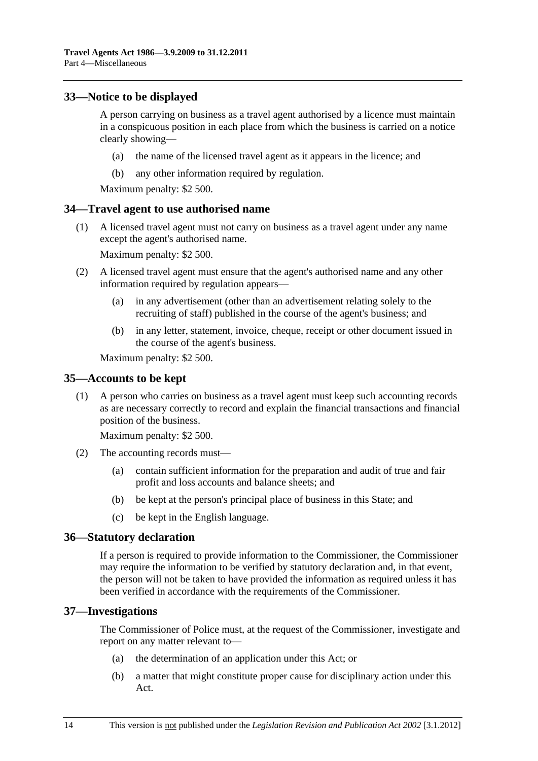## 33—Notice to be displayed

A person carrying on business as a travel agent authorised by a licence must maintain in a conspicuous position in each place from which the business is carried on a notice clearly showing—

(a) the name of the licensed travel agent as it appears in the licence; and

(b) any other information required by regulation.

Maximum penalty: $2 500.

## 34—Travel agent to use authorised name

(1) A licensed travel agent must not carry on business as a travel agent under any name except the agent's authorised name.

Maximum penalty: $2 500.

(2) A licensed travel agent must ensure that the agent's authorised name and any other information required by regulation appears—

(a) in any advertisement (other than an advertisement relating solely to the recruiting of staff) published in the course of the agent's business; and

(b) in any letter, statement, invoice, cheque, receipt or other document issued in the course of the agent's business.

Maximum penalty: $2 500.

## 35—Accounts to be kept

(1) A person who carries on business as a travel agent must keep such accounting records as are necessary correctly to record and explain the financial transactions and financial position of the business.

Maximum penalty: $2 500.

(2) The accounting records must—

(a) contain sufficient information for the preparation and audit of true and fair profit and loss accounts and balance sheets; and

(b) be kept at the person's principal place of business in this State; and

(c) be kept in the English language.

## 36—Statutory declaration

If a person is required to provide information to the Commissioner, the Commissioner may require the information to be verified by statutory declaration and, in that event, the person will not be taken to have provided the information as required unless it has been verified in accordance with the requirements of the Commissioner.

## 37—Investigations

The Commissioner of Police must, at the request of the Commissioner, investigate and report on any matter relevant to—

(a) the determination of an application under this Act; or

(b) a matter that might constitute proper cause for disciplinary action under this Act.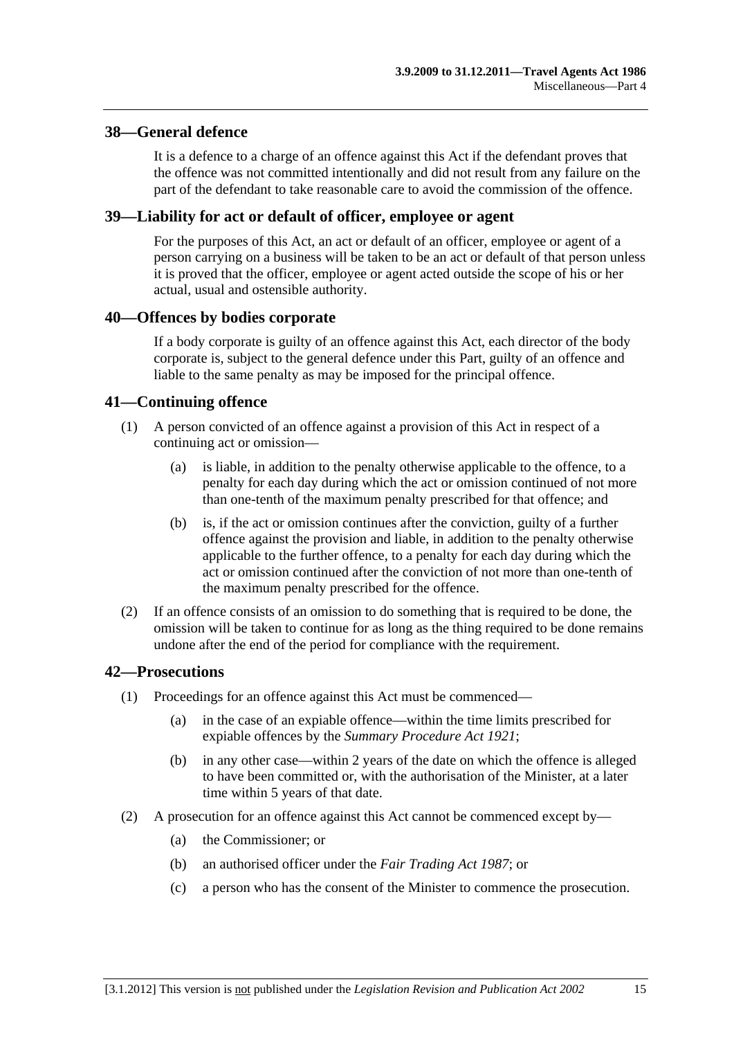## 38—General defence

It is a defence to a charge of an offence against this Act if the defendant proves that the offence was not committed intentionally and did not result from any failure on the part of the defendant to take reasonable care to avoid the commission of the offence.

## 39—Liability for act or default of officer, employee or agent

For the purposes of this Act, an act or default of an officer, employee or agent of a person carrying on a business will be taken to be an act or default of that person unless it is proved that the officer, employee or agent acted outside the scope of his or her actual, usual and ostensible authority.

## 40—Offences by bodies corporate

If a body corporate is guilty of an offence against this Act, each director of the body corporate is, subject to the general defence under this Part, guilty of an offence and liable to the same penalty as may be imposed for the principal offence.

## 41—Continuing offence

(1) A person convicted of an offence against a provision of this Act in respect of a continuing act or omission—

(a) is liable, in addition to the penalty otherwise applicable to the offence, to a penalty for each day during which the act or omission continued of not more than one-tenth of the maximum penalty prescribed for that offence; and

(b) is, if the act or omission continues after the conviction, guilty of a further offence against the provision and liable, in addition to the penalty otherwise applicable to the further offence, to a penalty for each day during which the act or omission continued after the conviction of not more than one-tenth of the maximum penalty prescribed for the offence.

(2) If an offence consists of an omission to do something that is required to be done, the omission will be taken to continue for as long as the thing required to be done remains undone after the end of the period for compliance with the requirement.

## 42—Prosecutions

(1) Proceedings for an offence against this Act must be commenced—

(a) in the case of an expiable offence—within the time limits prescribed for expiable offences by the *Summary Procedure Act 1921*;

(b) in any other case—within 2 years of the date on which the offence is alleged to have been committed or, with the authorisation of the Minister, at a later time within 5 years of that date.

(2) A prosecution for an offence against this Act cannot be commenced except by—

(a) the Commissioner; or

(b) an authorised officer under the *Fair Trading Act 1987*; or

(c) a person who has the consent of the Minister to commence the prosecution.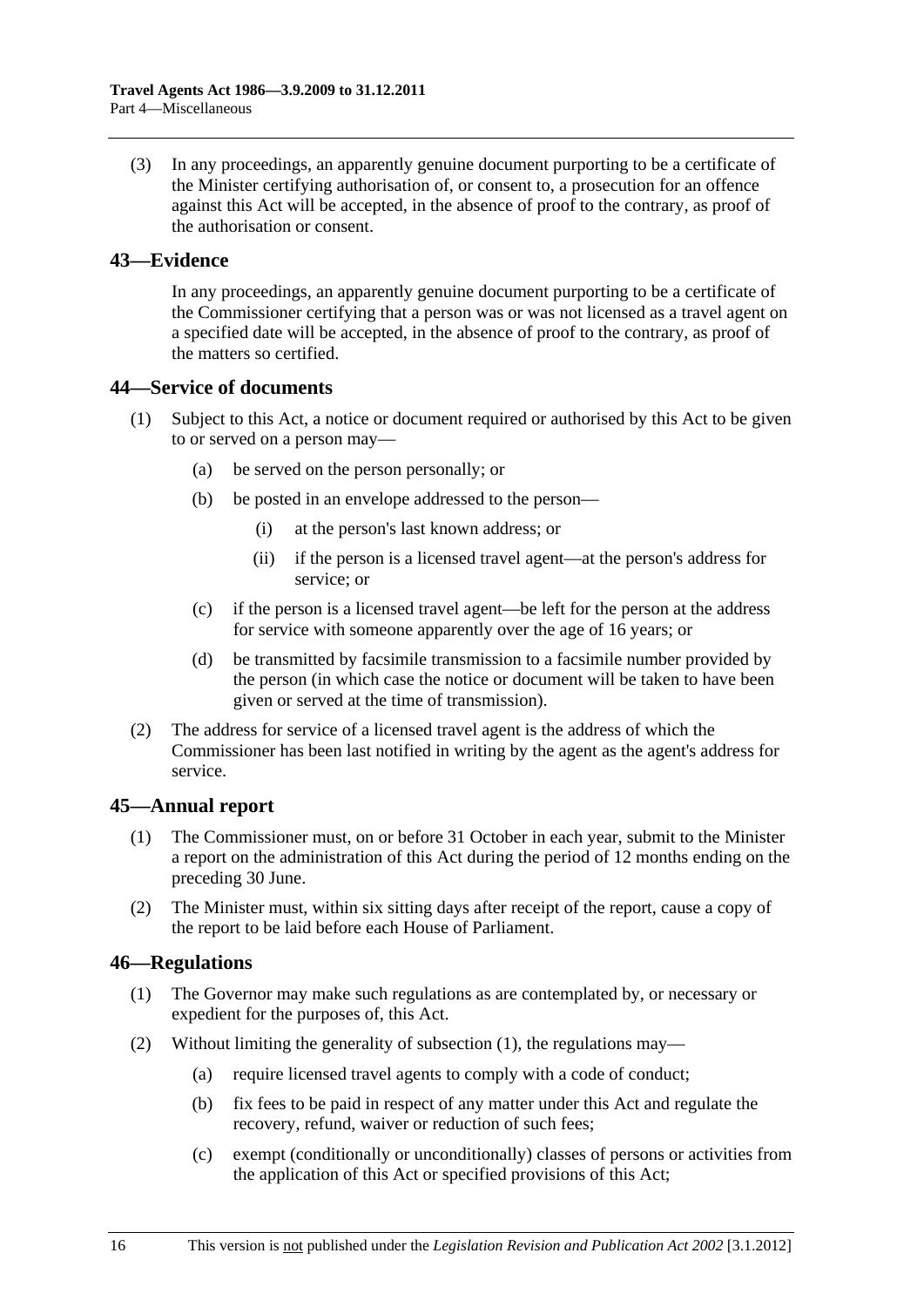(3) In any proceedings, an apparently genuine document purporting to be a certificate of the Minister certifying authorisation of, or consent to, a prosecution for an offence against this Act will be accepted, in the absence of proof to the contrary, as proof of the authorisation or consent.

## 43—Evidence

In any proceedings, an apparently genuine document purporting to be a certificate of the Commissioner certifying that a person was or was not licensed as a travel agent on a specified date will be accepted, in the absence of proof to the contrary, as proof of the matters so certified.

## 44—Service of documents

(1) Subject to this Act, a notice or document required or authorised by this Act to be given to or served on a person may—

(a) be served on the person personally; or

(b) be posted in an envelope addressed to the person—

(i) at the person's last known address; or

(ii) if the person is a licensed travel agent—at the person's address for service; or

(c) if the person is a licensed travel agent—be left for the person at the address for service with someone apparently over the age of 16 years; or

(d) be transmitted by facsimile transmission to a facsimile number provided by the person (in which case the notice or document will be taken to have been given or served at the time of transmission).

(2) The address for service of a licensed travel agent is the address of which the Commissioner has been last notified in writing by the agent as the agent's address for service.

## 45—Annual report

(1) The Commissioner must, on or before 31 October in each year, submit to the Minister a report on the administration of this Act during the period of 12 months ending on the preceding 30 June.

(2) The Minister must, within six sitting days after receipt of the report, cause a copy of the report to be laid before each House of Parliament.

## 46—Regulations

(1) The Governor may make such regulations as are contemplated by, or necessary or expedient for the purposes of, this Act.

(2) Without limiting the generality of subsection (1), the regulations may—

(a) require licensed travel agents to comply with a code of conduct;

(b) fix fees to be paid in respect of any matter under this Act and regulate the recovery, refund, waiver or reduction of such fees;

(c) exempt (conditionally or unconditionally) classes of persons or activities from the application of this Act or specified provisions of this Act;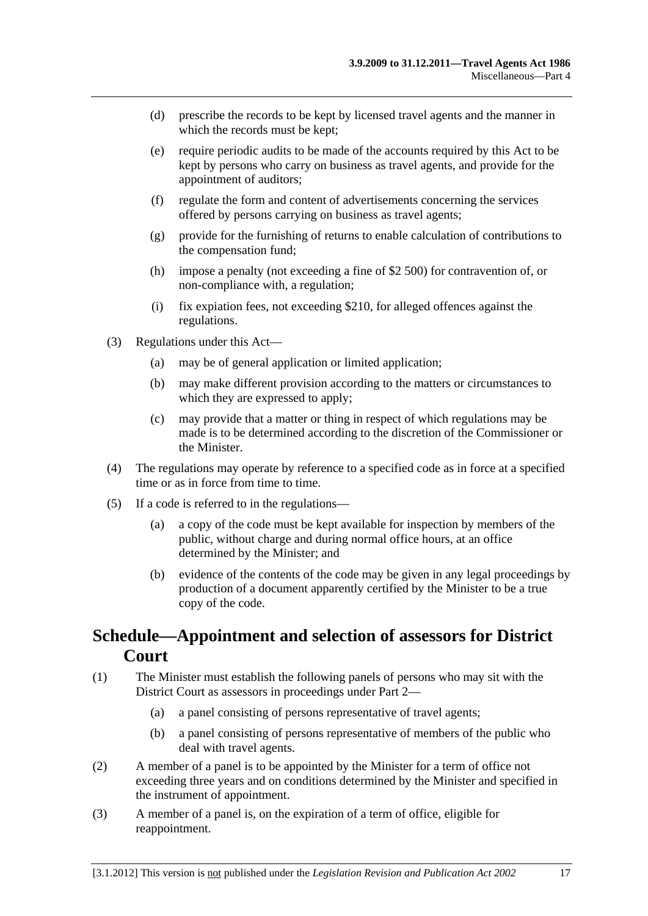(d) prescribe the records to be kept by licensed travel agents and the manner in which the records must be kept;

(e) require periodic audits to be made of the accounts required by this Act to be kept by persons who carry on business as travel agents, and provide for the appointment of auditors;

(f) regulate the form and content of advertisements concerning the services offered by persons carrying on business as travel agents;

(g) provide for the furnishing of returns to enable calculation of contributions to the compensation fund;

(h) impose a penalty (not exceeding a fine of $2 500) for contravention of, or non-compliance with, a regulation;

(i) fix expiation fees, not exceeding $210, for alleged offences against the regulations.

(3) Regulations under this Act—

(a) may be of general application or limited application;

(b) may make different provision according to the matters or circumstances to which they are expressed to apply;

(c) may provide that a matter or thing in respect of which regulations may be made is to be determined according to the discretion of the Commissioner or the Minister.

(4) The regulations may operate by reference to a specified code as in force at a specified time or as in force from time to time.

(5) If a code is referred to in the regulations—

(a) a copy of the code must be kept available for inspection by members of the public, without charge and during normal office hours, at an office determined by the Minister; and

(b) evidence of the contents of the code may be given in any legal proceedings by production of a document apparently certified by the Minister to be a true copy of the code.

# Schedule—Appointment and selection of assessors for District Court

(1) The Minister must establish the following panels of persons who may sit with the District Court as assessors in proceedings under Part 2—

(a) a panel consisting of persons representative of travel agents;

(b) a panel consisting of persons representative of members of the public who deal with travel agents.

(2) A member of a panel is to be appointed by the Minister for a term of office not exceeding three years and on conditions determined by the Minister and specified in the instrument of appointment.

(3) A member of a panel is, on the expiration of a term of office, eligible for reappointment.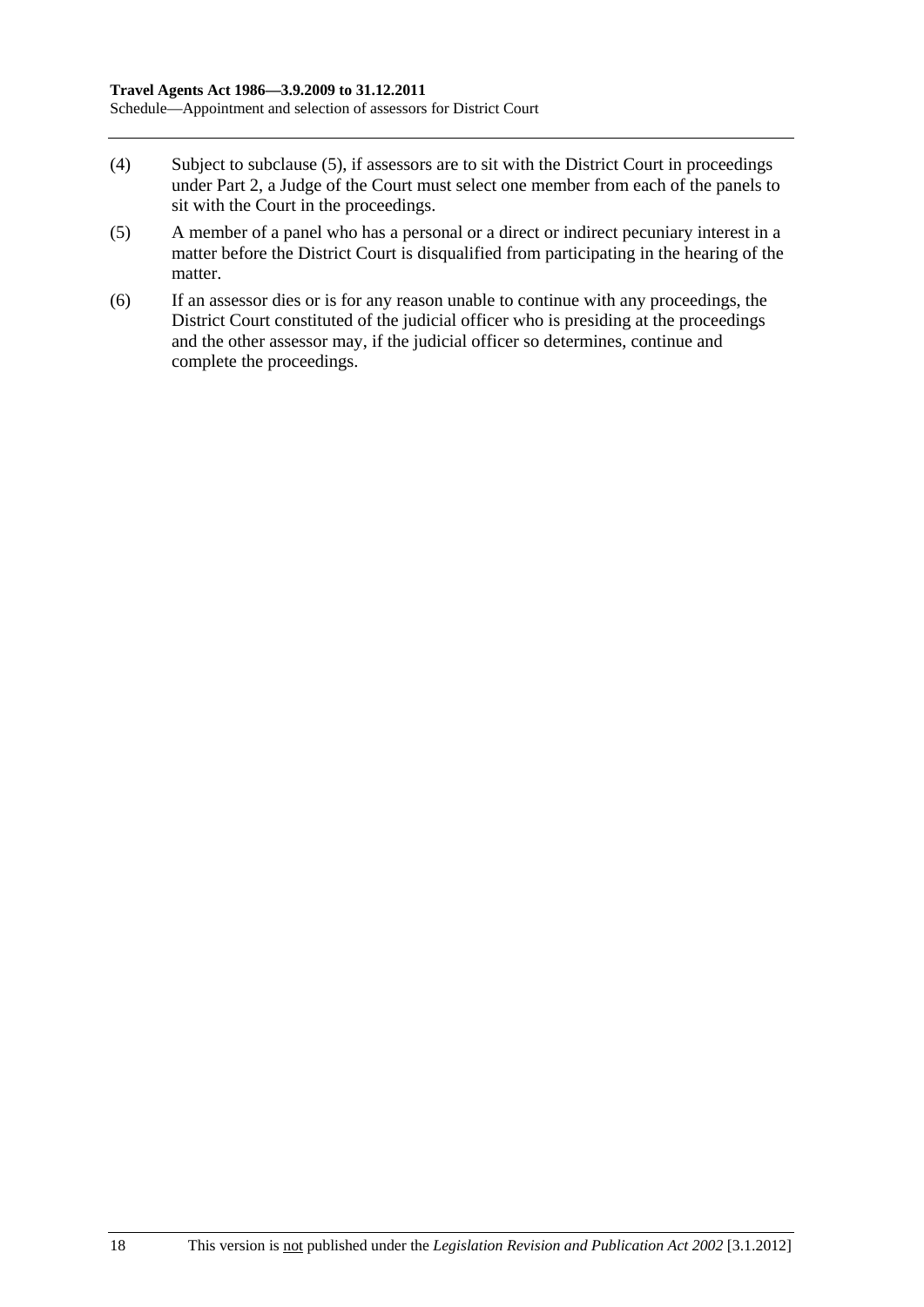(4) Subject to subclause (5), if assessors are to sit with the District Court in proceedings under Part 2, a Judge of the Court must select one member from each of the panels to sit with the Court in the proceedings.

(5) A member of a panel who has a personal or a direct or indirect pecuniary interest in a matter before the District Court is disqualified from participating in the hearing of the matter.

(6) If an assessor dies or is for any reason unable to continue with any proceedings, the District Court constituted of the judicial officer who is presiding at the proceedings and the other assessor may, if the judicial officer so determines, continue and complete the proceedings.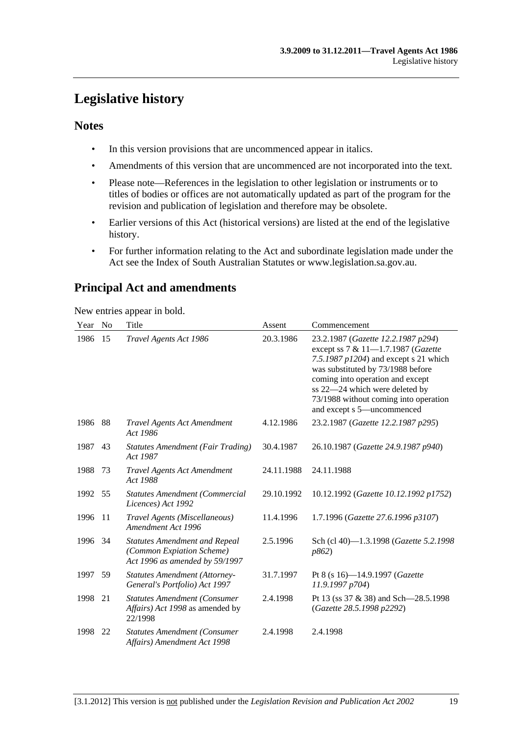# Legislative history

## Notes

- In this version provisions that are uncommenced appear in italics.
- Amendments of this version that are uncommenced are not incorporated into the text.
- Please note—References in the legislation to other legislation or instruments or to titles of bodies or offices are not automatically updated as part of the program for the revision and publication of legislation and therefore may be obsolete.
- Earlier versions of this Act (historical versions) are listed at the end of the legislative history.
- For further information relating to the Act and subordinate legislation made under the Act see the Index of South Australian Statutes or www.legislation.sa.gov.au.

## Principal Act and amendments

New entries appear in bold.

| Year | No | Title | Assent | Commencement |
|---|---|---|---|---|
| 1986 | 15 | *Travel Agents Act 1986* | 20.3.1986 | 23.2.1987 (*Gazette 12.2.1987 p294*) except ss 7 & 11—1.7.1987 (*Gazette 7.5.1987 p1204*) and except s 21 which was substituted by 73/1988 before coming into operation and except ss 22—24 which were deleted by 73/1988 without coming into operation and except s 5—uncommenced |
| 1986 | 88 | *Travel Agents Act Amendment Act 1986* | 4.12.1986 | 23.2.1987 (*Gazette 12.2.1987 p295*) |
| 1987 | 43 | *Statutes Amendment (Fair Trading) Act 1987* | 30.4.1987 | 26.10.1987 (*Gazette 24.9.1987 p940*) |
| 1988 | 73 | *Travel Agents Act Amendment Act 1988* | 24.11.1988 | 24.11.1988 |
| 1992 | 55 | *Statutes Amendment (Commercial Licences) Act 1992* | 29.10.1992 | 10.12.1992 (*Gazette 10.12.1992 p1752*) |
| 1996 | 11 | *Travel Agents (Miscellaneous) Amendment Act 1996* | 11.4.1996 | 1.7.1996 (*Gazette 27.6.1996 p3107*) |
| 1996 | 34 | *Statutes Amendment and Repeal (Common Expiation Scheme) Act 1996 as amended by 59/1997* | 2.5.1996 | Sch (cl 40)—1.3.1998 (*Gazette 5.2.1998 p862*) |
| 1997 | 59 | *Statutes Amendment (Attorney-General's Portfolio) Act 1997* | 31.7.1997 | Pt 8 (s 16)—14.9.1997 (*Gazette 11.9.1997 p704*) |
| 1998 | 21 | *Statutes Amendment (Consumer Affairs) Act 1998* as amended by 22/1998 | 2.4.1998 | Pt 13 (ss 37 & 38) and Sch—28.5.1998 (*Gazette 28.5.1998 p2292*) |
| 1998 | 22 | *Statutes Amendment (Consumer Affairs) Amendment Act 1998* | 2.4.1998 | 2.4.1998 |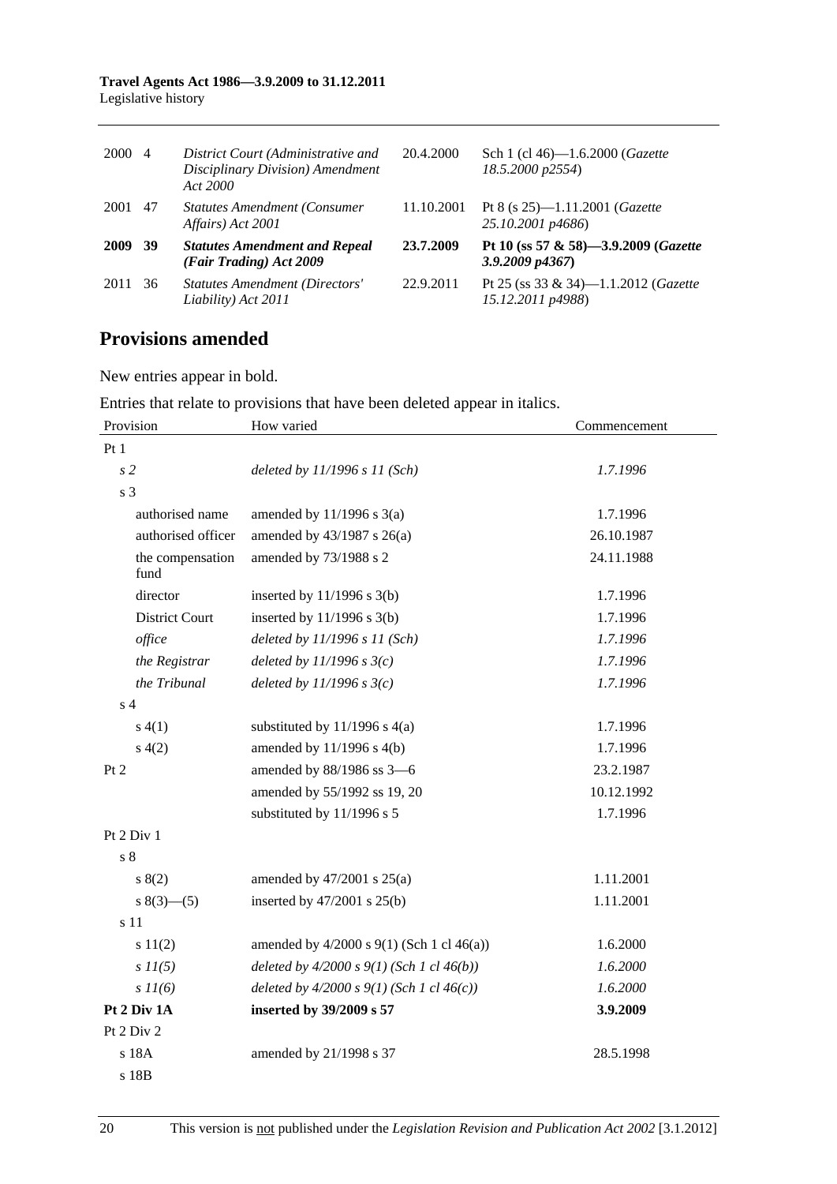| | | | | |
|---|---|---|---|---|
| 2000 | 4 | *District Court (Administrative and Disciplinary Division) Amendment Act 2000* | 20.4.2000 | Sch 1 (cl 46)—1.6.2000 (*Gazette 18.5.2000 p2554*) |
| 2001 | 47 | *Statutes Amendment (Consumer Affairs) Act 2001* | 11.10.2001 | Pt 8 (s 25)—1.11.2001 (*Gazette 25.10.2001 p4686*) |
| **2009** | **39** | ***Statutes Amendment and Repeal (Fair Trading) Act 2009*** | **23.7.2009** | **Pt 10 (ss 57 & 58)—3.9.2009 (*Gazette 3.9.2009 p4367*)** |
| 2011 | 36 | *Statutes Amendment (Directors' Liability) Act 2011* | 22.9.2011 | Pt 25 (ss 33 & 34)—1.1.2012 (*Gazette 15.12.2011 p4988*) |

## Provisions amended

New entries appear in bold.

Entries that relate to provisions that have been deleted appear in italics.

| Provision | How varied | Commencement |
|---|---|---|
| Pt 1 | | |
| *s 2* | *deleted by 11/1996 s 11 (Sch)* | *1.7.1996* |
| s 3 | | |
| authorised name | amended by 11/1996 s 3(a) | 1.7.1996 |
| authorised officer | amended by 43/1987 s 26(a) | 26.10.1987 |
| the compensation fund | amended by 73/1988 s 2 | 24.11.1988 |
| director | inserted by 11/1996 s 3(b) | 1.7.1996 |
| District Court | inserted by 11/1996 s 3(b) | 1.7.1996 |
| *office* | *deleted by 11/1996 s 11 (Sch)* | *1.7.1996* |
| *the Registrar* | *deleted by 11/1996 s 3(c)* | *1.7.1996* |
| *the Tribunal* | *deleted by 11/1996 s 3(c)* | *1.7.1996* |
| s 4 | | |
| s 4(1) | substituted by 11/1996 s 4(a) | 1.7.1996 |
| s 4(2) | amended by 11/1996 s 4(b) | 1.7.1996 |
| Pt 2 | amended by 88/1986 ss 3—6 | 23.2.1987 |
| | amended by 55/1992 ss 19, 20 | 10.12.1992 |
| | substituted by 11/1996 s 5 | 1.7.1996 |
| Pt 2 Div 1 | | |
| s 8 | | |
| s 8(2) | amended by 47/2001 s 25(a) | 1.11.2001 |
| s 8(3)—(5) | inserted by 47/2001 s 25(b) | 1.11.2001 |
| s 11 | | |
| s 11(2) | amended by 4/2000 s 9(1) (Sch 1 cl 46(a)) | 1.6.2000 |
| *s 11(5)* | *deleted by 4/2000 s 9(1) (Sch 1 cl 46(b))* | *1.6.2000* |
| *s 11(6)* | *deleted by 4/2000 s 9(1) (Sch 1 cl 46(c))* | *1.6.2000* |
| **Pt 2 Div 1A** | **inserted by 39/2009 s 57** | **3.9.2009** |
| Pt 2 Div 2 | | |
| s 18A | amended by 21/1998 s 37 | 28.5.1998 |
| s 18B | | |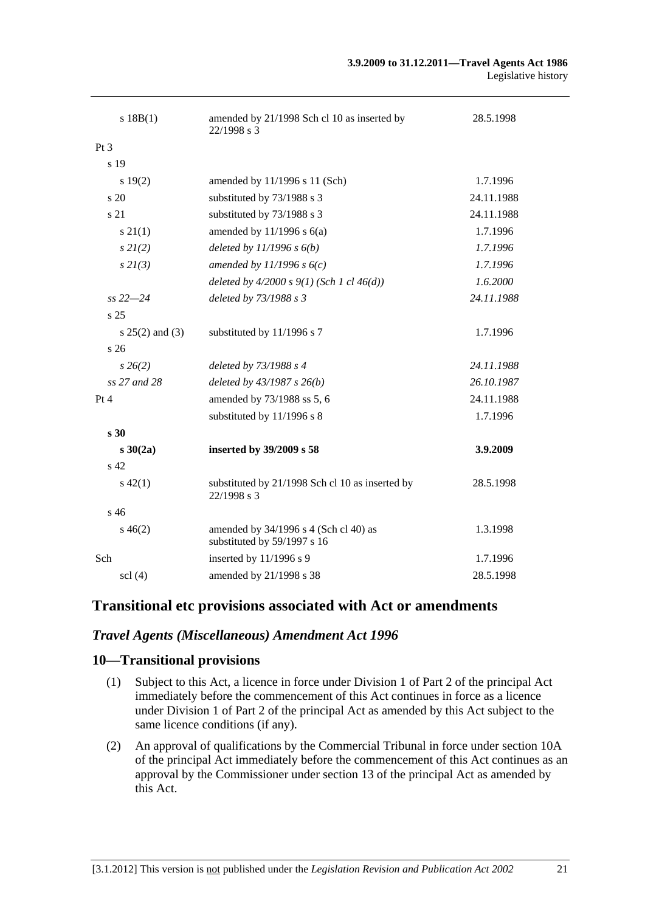| | | |
|---|---|---|
| s 18B(1) | amended by 21/1998 Sch cl 10 as inserted by 22/1998 s 3 | 28.5.1998 |
| Pt 3 | | |
| s 19 | | |
| s 19(2) | amended by 11/1996 s 11 (Sch) | 1.7.1996 |
| s 20 | substituted by 73/1988 s 3 | 24.11.1988 |
| s 21 | substituted by 73/1988 s 3 | 24.11.1988 |
| s 21(1) | amended by 11/1996 s 6(a) | 1.7.1996 |
| *s 21(2)* | *deleted by 11/1996 s 6(b)* | *1.7.1996* |
| *s 21(3)* | *amended by 11/1996 s 6(c)* | *1.7.1996* |
| | *deleted by 4/2000 s 9(1) (Sch 1 cl 46(d))* | *1.6.2000* |
| *ss 22—24* | *deleted by 73/1988 s 3* | *24.11.1988* |
| s 25 | | |
| s 25(2) and (3) | substituted by 11/1996 s 7 | 1.7.1996 |
| s 26 | | |
| *s 26(2)* | *deleted by 73/1988 s 4* | *24.11.1988* |
| *ss 27 and 28* | *deleted by 43/1987 s 26(b)* | *26.10.1987* |
| Pt 4 | amended by 73/1988 ss 5, 6 | 24.11.1988 |
| | substituted by 11/1996 s 8 | 1.7.1996 |
| **s 30** | | |
| **s 30(2a)** | **inserted by 39/2009 s 58** | **3.9.2009** |
| s 42 | | |
| s 42(1) | substituted by 21/1998 Sch cl 10 as inserted by 22/1998 s 3 | 28.5.1998 |
| s 46 | | |
| s 46(2) | amended by 34/1996 s 4 (Sch cl 40) as substituted by 59/1997 s 16 | 1.3.1998 |
| Sch | inserted by 11/1996 s 9 | 1.7.1996 |
| scl (4) | amended by 21/1998 s 38 | 28.5.1998 |

## Transitional etc provisions associated with Act or amendments

### *Travel Agents (Miscellaneous) Amendment Act 1996*

### 10—Transitional provisions

(1) Subject to this Act, a licence in force under Division 1 of Part 2 of the principal Act immediately before the commencement of this Act continues in force as a licence under Division 1 of Part 2 of the principal Act as amended by this Act subject to the same licence conditions (if any).

(2) An approval of qualifications by the Commercial Tribunal in force under section 10A of the principal Act immediately before the commencement of this Act continues as an approval by the Commissioner under section 13 of the principal Act as amended by this Act.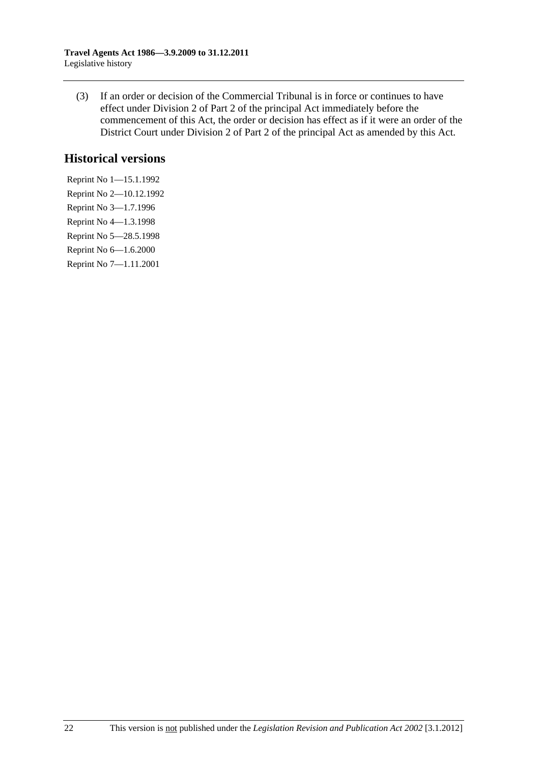(3) If an order or decision of the Commercial Tribunal is in force or continues to have effect under Division 2 of Part 2 of the principal Act immediately before the commencement of this Act, the order or decision has effect as if it were an order of the District Court under Division 2 of Part 2 of the principal Act as amended by this Act.

## Historical versions

Reprint No 1—15.1.1992

Reprint No 2—10.12.1992

Reprint No 3—1.7.1996

Reprint No 4—1.3.1998

Reprint No 5—28.5.1998

Reprint No 6—1.6.2000

Reprint No 7—1.11.2001